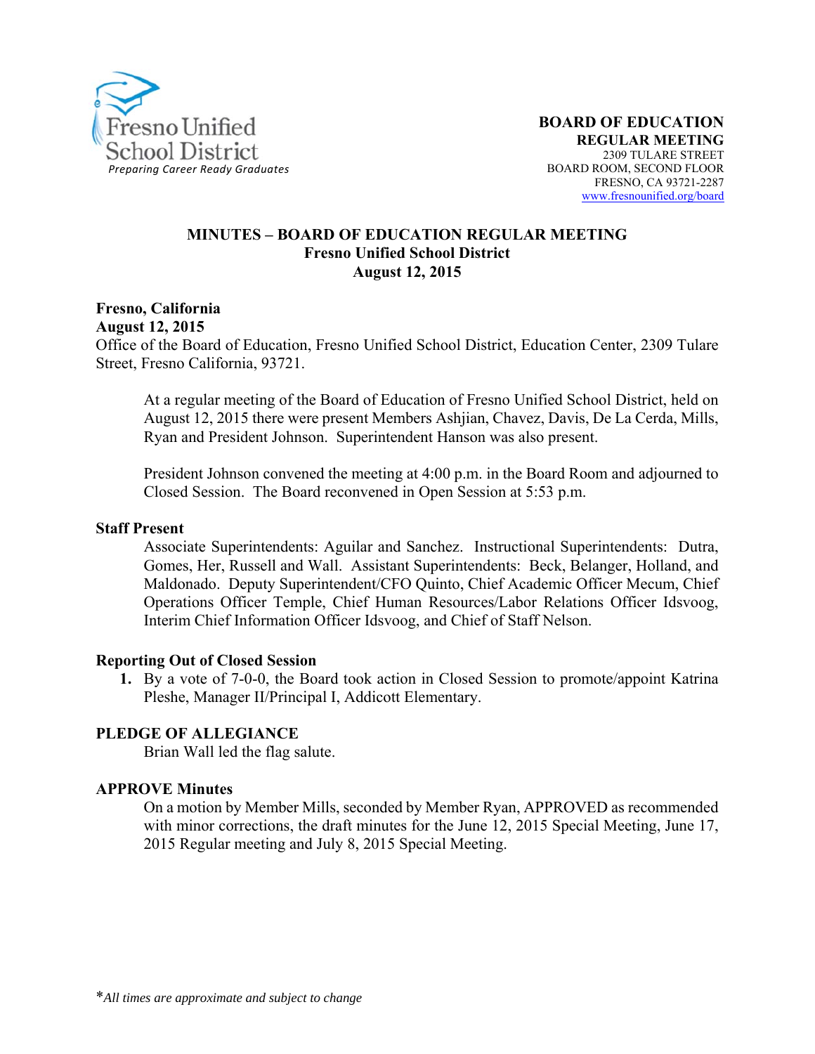Fresno Unified School District
*Preparing Career Ready Graduates*

**BOARD OF EDUCATION**
**REGULAR MEETING**
2309 TULARE STREET
BOARD ROOM, SECOND FLOOR
FRESNO, CA 93721-2287
www.fresnounified.org/board

## MINUTES – BOARD OF EDUCATION REGULAR MEETING
### Fresno Unified School District
### August 12, 2015

**Fresno, California**
**August 12, 2015**
Office of the Board of Education, Fresno Unified School District, Education Center, 2309 Tulare Street, Fresno California, 93721.

At a regular meeting of the Board of Education of Fresno Unified School District, held on August 12, 2015 there were present Members Ashjian, Chavez, Davis, De La Cerda, Mills, Ryan and President Johnson. Superintendent Hanson was also present.

President Johnson convened the meeting at 4:00 p.m. in the Board Room and adjourned to Closed Session. The Board reconvened in Open Session at 5:53 p.m.

**Staff Present**

Associate Superintendents: Aguilar and Sanchez. Instructional Superintendents: Dutra, Gomes, Her, Russell and Wall. Assistant Superintendents: Beck, Belanger, Holland, and Maldonado. Deputy Superintendent/CFO Quinto, Chief Academic Officer Mecum, Chief Operations Officer Temple, Chief Human Resources/Labor Relations Officer Idsvoog, Interim Chief Information Officer Idsvoog, and Chief of Staff Nelson.

**Reporting Out of Closed Session**

1. By a vote of 7-0-0, the Board took action in Closed Session to promote/appoint Katrina Pleshe, Manager II/Principal I, Addicott Elementary.

**PLEDGE OF ALLEGIANCE**

Brian Wall led the flag salute.

**APPROVE Minutes**

On a motion by Member Mills, seconded by Member Ryan, APPROVED as recommended with minor corrections, the draft minutes for the June 12, 2015 Special Meeting, June 17, 2015 Regular meeting and July 8, 2015 Special Meeting.

*All times are approximate and subject to change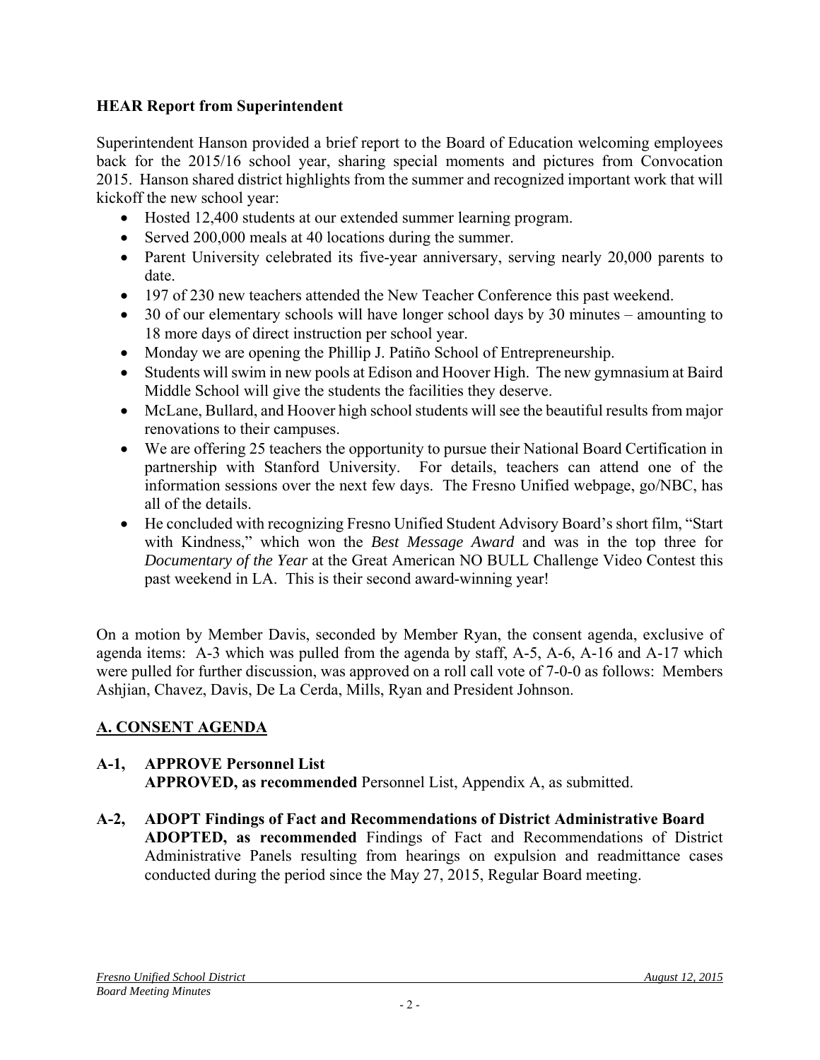### HEAR Report from Superintendent

Superintendent Hanson provided a brief report to the Board of Education welcoming employees back for the 2015/16 school year, sharing special moments and pictures from Convocation 2015. Hanson shared district highlights from the summer and recognized important work that will kickoff the new school year:

- Hosted 12,400 students at our extended summer learning program.
- Served 200,000 meals at 40 locations during the summer.
- Parent University celebrated its five-year anniversary, serving nearly 20,000 parents to date.
- 197 of 230 new teachers attended the New Teacher Conference this past weekend.
- 30 of our elementary schools will have longer school days by 30 minutes – amounting to 18 more days of direct instruction per school year.
- Monday we are opening the Phillip J. Patiño School of Entrepreneurship.
- Students will swim in new pools at Edison and Hoover High. The new gymnasium at Baird Middle School will give the students the facilities they deserve.
- McLane, Bullard, and Hoover high school students will see the beautiful results from major renovations to their campuses.
- We are offering 25 teachers the opportunity to pursue their National Board Certification in partnership with Stanford University. For details, teachers can attend one of the information sessions over the next few days. The Fresno Unified webpage, go/NBC, has all of the details.
- He concluded with recognizing Fresno Unified Student Advisory Board's short film, "Start with Kindness," which won the *Best Message Award* and was in the top three for *Documentary of the Year* at the Great American NO BULL Challenge Video Contest this past weekend in LA. This is their second award-winning year!

On a motion by Member Davis, seconded by Member Ryan, the consent agenda, exclusive of agenda items: A-3 which was pulled from the agenda by staff, A-5, A-6, A-16 and A-17 which were pulled for further discussion, was approved on a roll call vote of 7-0-0 as follows: Members Ashjian, Chavez, Davis, De La Cerda, Mills, Ryan and President Johnson.

## A. CONSENT AGENDA

**A-1, APPROVE Personnel List**
**APPROVED, as recommended** Personnel List, Appendix A, as submitted.

**A-2, ADOPT Findings of Fact and Recommendations of District Administrative Board**
**ADOPTED, as recommended** Findings of Fact and Recommendations of District Administrative Panels resulting from hearings on expulsion and readmittance cases conducted during the period since the May 27, 2015, Regular Board meeting.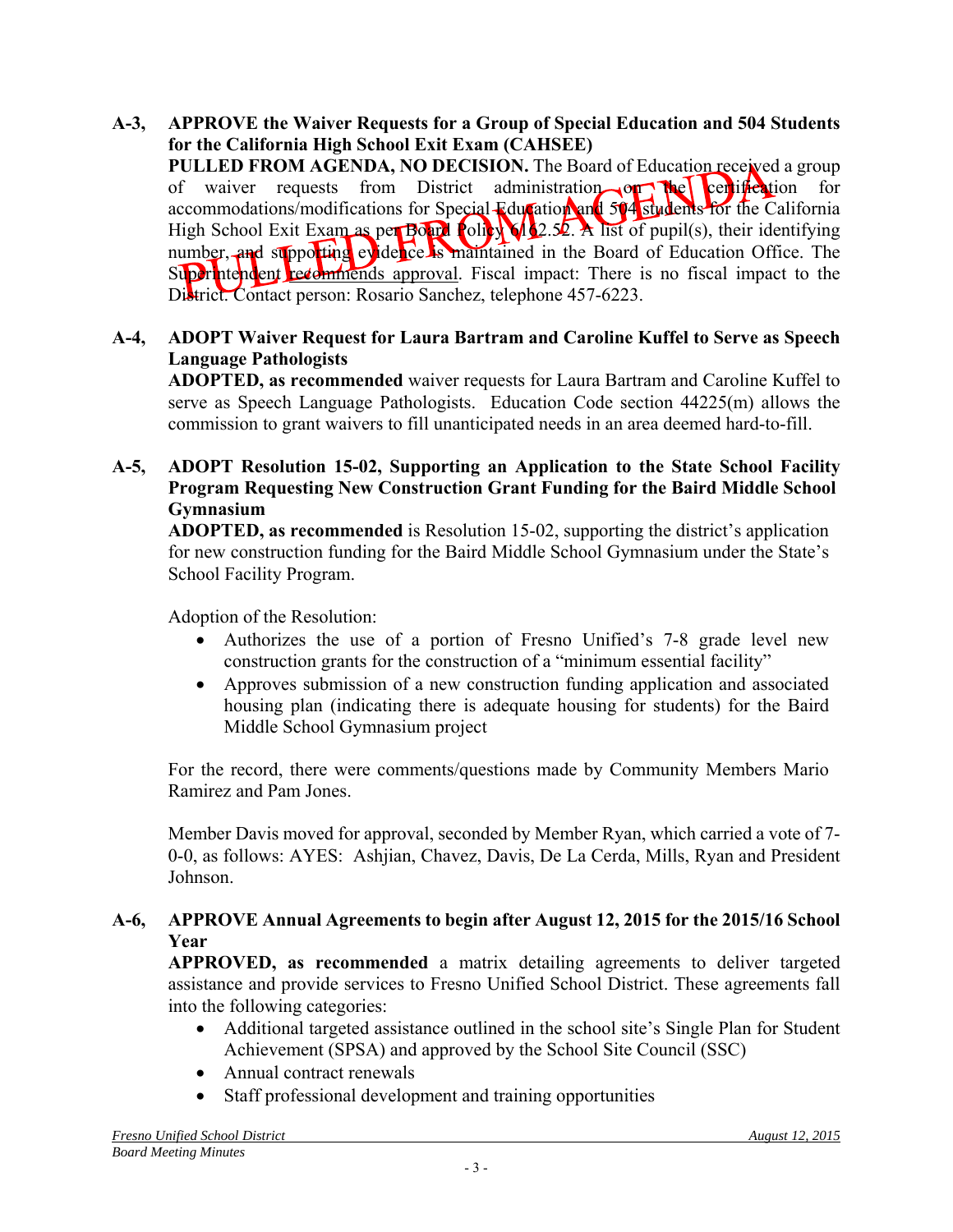**A-3, APPROVE the Waiver Requests for a Group of Special Education and 504 Students for the California High School Exit Exam (CAHSEE)**

**PULLED FROM AGENDA, NO DECISION.** The Board of Education received a group of waiver requests from District administration on the certification for accommodations/modifications for Special Education and 504 students for the California High School Exit Exam as per Board Policy 6162.52. A list of pupil(s), their identifying number, and supporting evidence is maintained in the Board of Education Office. The Superintendent recommends approval. Fiscal impact: There is no fiscal impact to the District. Contact person: Rosario Sanchez, telephone 457-6223.

**A-4, ADOPT Waiver Request for Laura Bartram and Caroline Kuffel to Serve as Speech Language Pathologists**

**ADOPTED, as recommended** waiver requests for Laura Bartram and Caroline Kuffel to serve as Speech Language Pathologists. Education Code section 44225(m) allows the commission to grant waivers to fill unanticipated needs in an area deemed hard-to-fill.

**A-5, ADOPT Resolution 15-02, Supporting an Application to the State School Facility Program Requesting New Construction Grant Funding for the Baird Middle School Gymnasium**

**ADOPTED, as recommended** is Resolution 15-02, supporting the district's application for new construction funding for the Baird Middle School Gymnasium under the State's School Facility Program.

Adoption of the Resolution:

- Authorizes the use of a portion of Fresno Unified's 7-8 grade level new construction grants for the construction of a "minimum essential facility"
- Approves submission of a new construction funding application and associated housing plan (indicating there is adequate housing for students) for the Baird Middle School Gymnasium project

For the record, there were comments/questions made by Community Members Mario Ramirez and Pam Jones.

Member Davis moved for approval, seconded by Member Ryan, which carried a vote of 7-0-0, as follows: AYES: Ashjian, Chavez, Davis, De La Cerda, Mills, Ryan and President Johnson.

**A-6, APPROVE Annual Agreements to begin after August 12, 2015 for the 2015/16 School Year**

**APPROVED, as recommended** a matrix detailing agreements to deliver targeted assistance and provide services to Fresno Unified School District. These agreements fall into the following categories:

- Additional targeted assistance outlined in the school site's Single Plan for Student Achievement (SPSA) and approved by the School Site Council (SSC)
- Annual contract renewals
- Staff professional development and training opportunities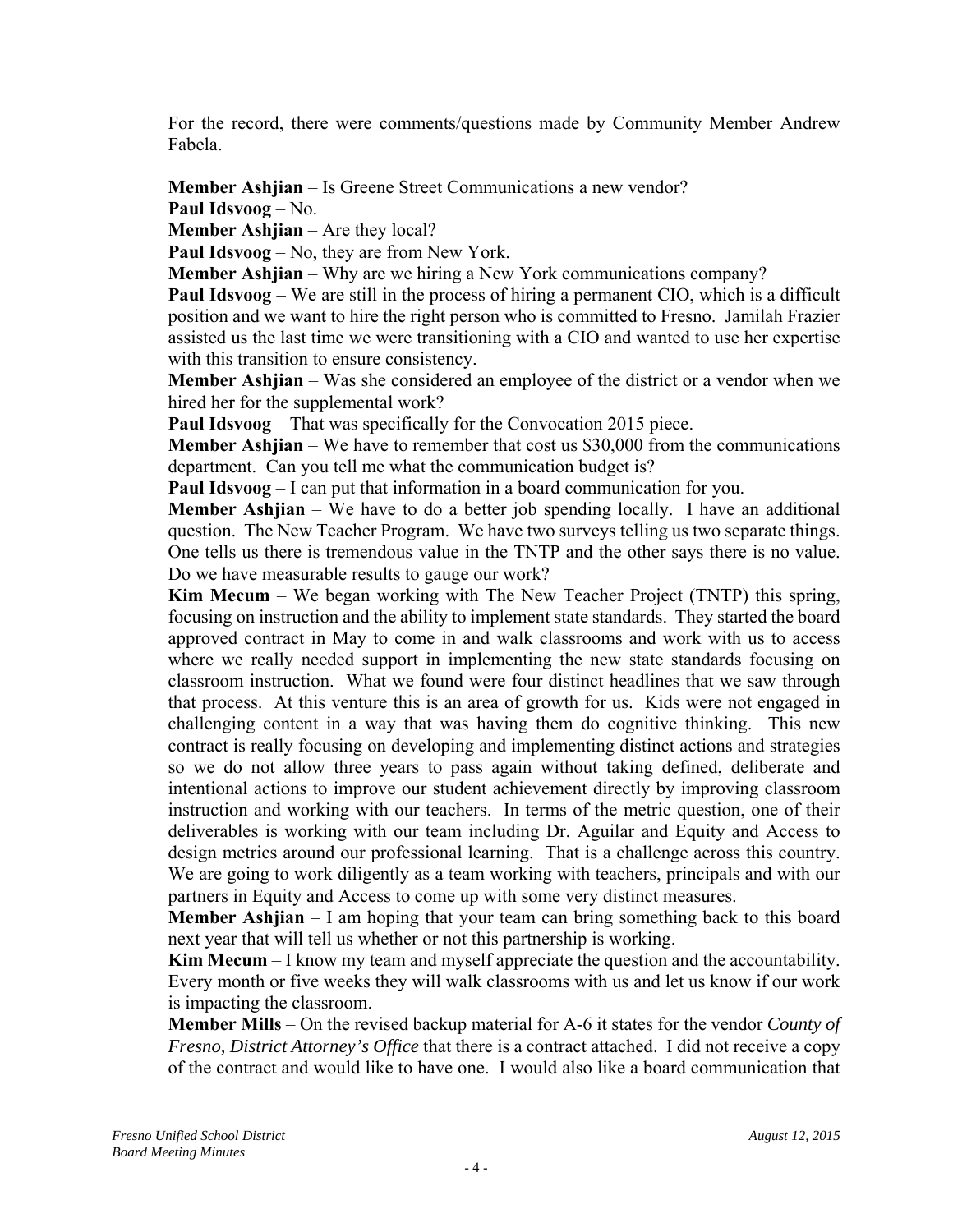For the record, there were comments/questions made by Community Member Andrew Fabela.

**Member Ashjian** – Is Greene Street Communications a new vendor?

**Paul Idsvoog** – No.

**Member Ashjian** – Are they local?

**Paul Idsvoog** – No, they are from New York.

**Member Ashjian** – Why are we hiring a New York communications company?

**Paul Idsvoog** – We are still in the process of hiring a permanent CIO, which is a difficult position and we want to hire the right person who is committed to Fresno. Jamilah Frazier assisted us the last time we were transitioning with a CIO and wanted to use her expertise with this transition to ensure consistency.

**Member Ashjian** – Was she considered an employee of the district or a vendor when we hired her for the supplemental work?

**Paul Idsvoog** – That was specifically for the Convocation 2015 piece.

**Member Ashjian** – We have to remember that cost us $30,000 from the communications department. Can you tell me what the communication budget is?

**Paul Idsvoog** – I can put that information in a board communication for you.

**Member Ashjian** – We have to do a better job spending locally. I have an additional question. The New Teacher Program. We have two surveys telling us two separate things. One tells us there is tremendous value in the TNTP and the other says there is no value. Do we have measurable results to gauge our work?

**Kim Mecum** – We began working with The New Teacher Project (TNTP) this spring, focusing on instruction and the ability to implement state standards. They started the board approved contract in May to come in and walk classrooms and work with us to access where we really needed support in implementing the new state standards focusing on classroom instruction. What we found were four distinct headlines that we saw through that process. At this venture this is an area of growth for us. Kids were not engaged in challenging content in a way that was having them do cognitive thinking. This new contract is really focusing on developing and implementing distinct actions and strategies so we do not allow three years to pass again without taking defined, deliberate and intentional actions to improve our student achievement directly by improving classroom instruction and working with our teachers. In terms of the metric question, one of their deliverables is working with our team including Dr. Aguilar and Equity and Access to design metrics around our professional learning. That is a challenge across this country. We are going to work diligently as a team working with teachers, principals and with our partners in Equity and Access to come up with some very distinct measures.

**Member Ashjian** – I am hoping that your team can bring something back to this board next year that will tell us whether or not this partnership is working.

**Kim Mecum** – I know my team and myself appreciate the question and the accountability. Every month or five weeks they will walk classrooms with us and let us know if our work is impacting the classroom.

**Member Mills** – On the revised backup material for A-6 it states for the vendor *County of Fresno, District Attorney's Office* that there is a contract attached. I did not receive a copy of the contract and would like to have one. I would also like a board communication that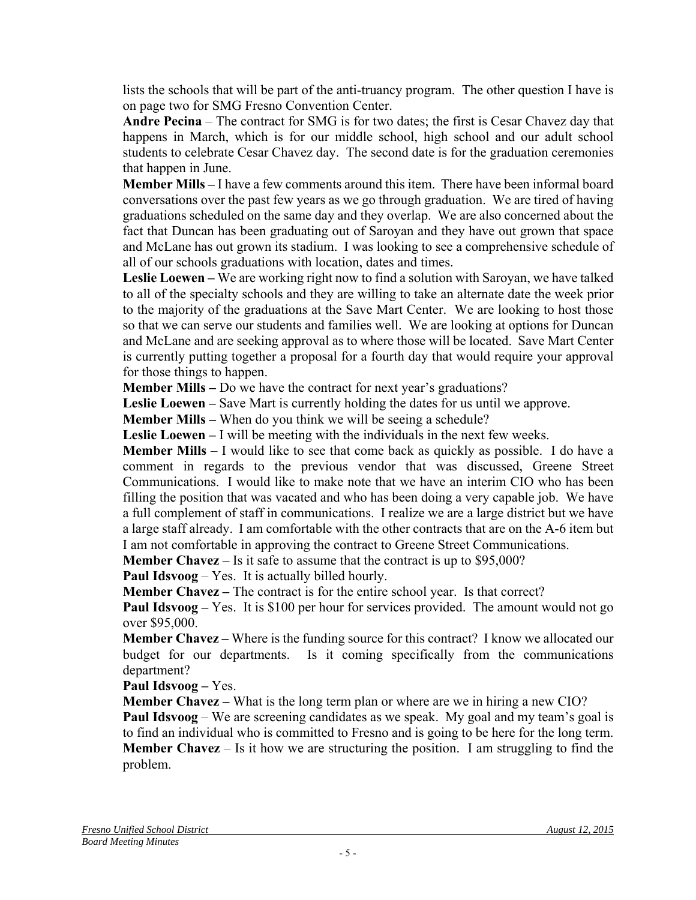lists the schools that will be part of the anti-truancy program. The other question I have is on page two for SMG Fresno Convention Center.

**Andre Pecina** – The contract for SMG is for two dates; the first is Cesar Chavez day that happens in March, which is for our middle school, high school and our adult school students to celebrate Cesar Chavez day. The second date is for the graduation ceremonies that happen in June.

**Member Mills –** I have a few comments around this item. There have been informal board conversations over the past few years as we go through graduation. We are tired of having graduations scheduled on the same day and they overlap. We are also concerned about the fact that Duncan has been graduating out of Saroyan and they have out grown that space and McLane has out grown its stadium. I was looking to see a comprehensive schedule of all of our schools graduations with location, dates and times.

**Leslie Loewen –** We are working right now to find a solution with Saroyan, we have talked to all of the specialty schools and they are willing to take an alternate date the week prior to the majority of the graduations at the Save Mart Center. We are looking to host those so that we can serve our students and families well. We are looking at options for Duncan and McLane and are seeking approval as to where those will be located. Save Mart Center is currently putting together a proposal for a fourth day that would require your approval for those things to happen.

**Member Mills –** Do we have the contract for next year's graduations?

**Leslie Loewen –** Save Mart is currently holding the dates for us until we approve.

**Member Mills –** When do you think we will be seeing a schedule?

**Leslie Loewen –** I will be meeting with the individuals in the next few weeks.

**Member Mills** – I would like to see that come back as quickly as possible. I do have a comment in regards to the previous vendor that was discussed, Greene Street Communications. I would like to make note that we have an interim CIO who has been filling the position that was vacated and who has been doing a very capable job. We have a full complement of staff in communications. I realize we are a large district but we have a large staff already. I am comfortable with the other contracts that are on the A-6 item but I am not comfortable in approving the contract to Greene Street Communications.

**Member Chavez** – Is it safe to assume that the contract is up to $95,000?

**Paul Idsvoog** – Yes. It is actually billed hourly.

**Member Chavez –** The contract is for the entire school year. Is that correct?

**Paul Idsvoog –** Yes. It is $100 per hour for services provided. The amount would not go over $95,000.

**Member Chavez –** Where is the funding source for this contract? I know we allocated our budget for our departments. Is it coming specifically from the communications department?

**Paul Idsvoog –** Yes.

**Member Chavez –** What is the long term plan or where are we in hiring a new CIO?

**Paul Idsvoog** – We are screening candidates as we speak. My goal and my team's goal is to find an individual who is committed to Fresno and is going to be here for the long term.

**Member Chavez** – Is it how we are structuring the position. I am struggling to find the problem.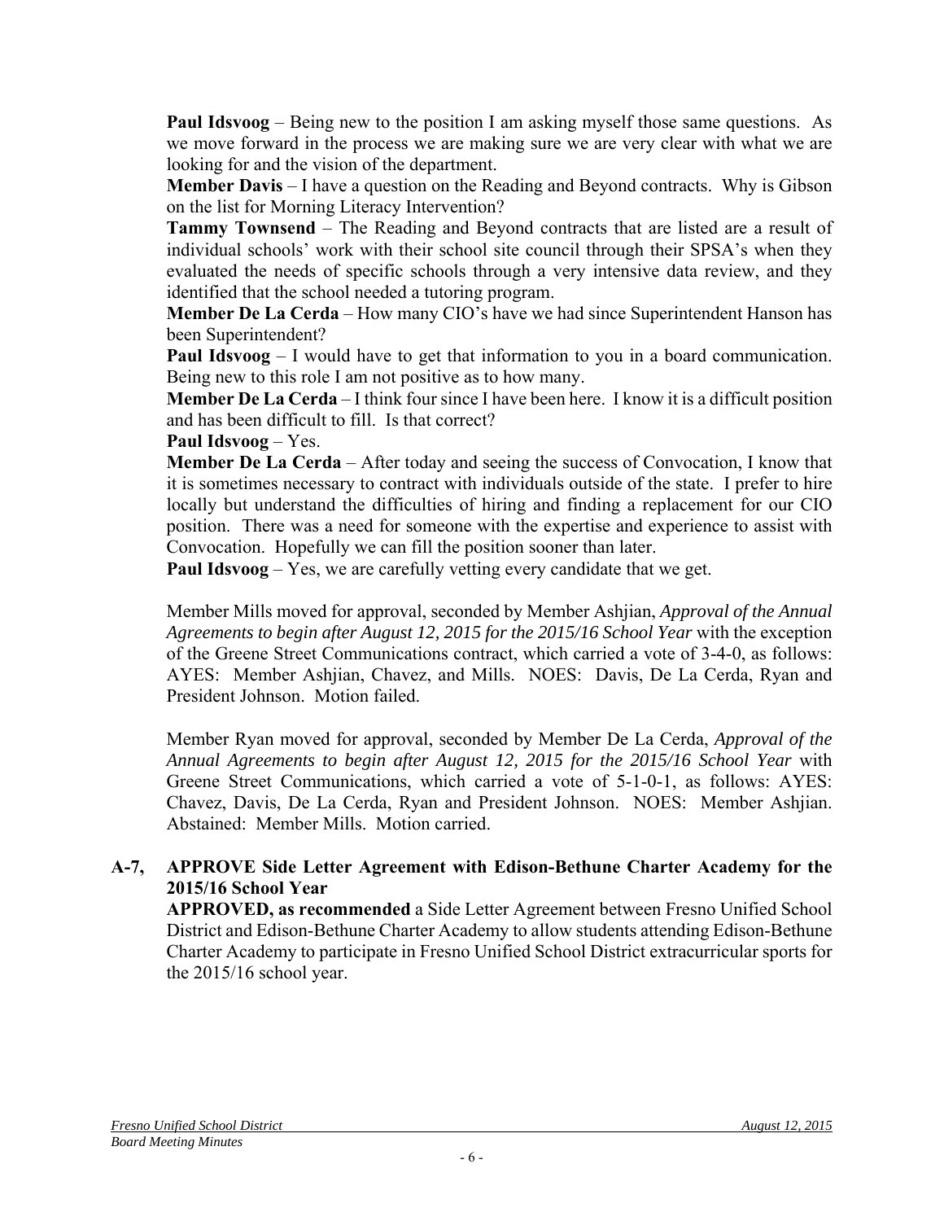**Paul Idsvoog** – Being new to the position I am asking myself those same questions. As we move forward in the process we are making sure we are very clear with what we are looking for and the vision of the department.

**Member Davis** – I have a question on the Reading and Beyond contracts. Why is Gibson on the list for Morning Literacy Intervention?

**Tammy Townsend** – The Reading and Beyond contracts that are listed are a result of individual schools' work with their school site council through their SPSA's when they evaluated the needs of specific schools through a very intensive data review, and they identified that the school needed a tutoring program.

**Member De La Cerda** – How many CIO's have we had since Superintendent Hanson has been Superintendent?

**Paul Idsvoog** – I would have to get that information to you in a board communication. Being new to this role I am not positive as to how many.

**Member De La Cerda** – I think four since I have been here. I know it is a difficult position and has been difficult to fill. Is that correct?

**Paul Idsvoog** – Yes.

**Member De La Cerda** – After today and seeing the success of Convocation, I know that it is sometimes necessary to contract with individuals outside of the state. I prefer to hire locally but understand the difficulties of hiring and finding a replacement for our CIO position. There was a need for someone with the expertise and experience to assist with Convocation. Hopefully we can fill the position sooner than later.

**Paul Idsvoog** – Yes, we are carefully vetting every candidate that we get.

Member Mills moved for approval, seconded by Member Ashjian, *Approval of the Annual Agreements to begin after August 12, 2015 for the 2015/16 School Year* with the exception of the Greene Street Communications contract, which carried a vote of 3-4-0, as follows: AYES: Member Ashjian, Chavez, and Mills. NOES: Davis, De La Cerda, Ryan and President Johnson. Motion failed.

Member Ryan moved for approval, seconded by Member De La Cerda, *Approval of the Annual Agreements to begin after August 12, 2015 for the 2015/16 School Year* with Greene Street Communications, which carried a vote of 5-1-0-1, as follows: AYES: Chavez, Davis, De La Cerda, Ryan and President Johnson. NOES: Member Ashjian. Abstained: Member Mills. Motion carried.

**A-7, APPROVE Side Letter Agreement with Edison-Bethune Charter Academy for the 2015/16 School Year**

**APPROVED, as recommended** a Side Letter Agreement between Fresno Unified School District and Edison-Bethune Charter Academy to allow students attending Edison-Bethune Charter Academy to participate in Fresno Unified School District extracurricular sports for the 2015/16 school year.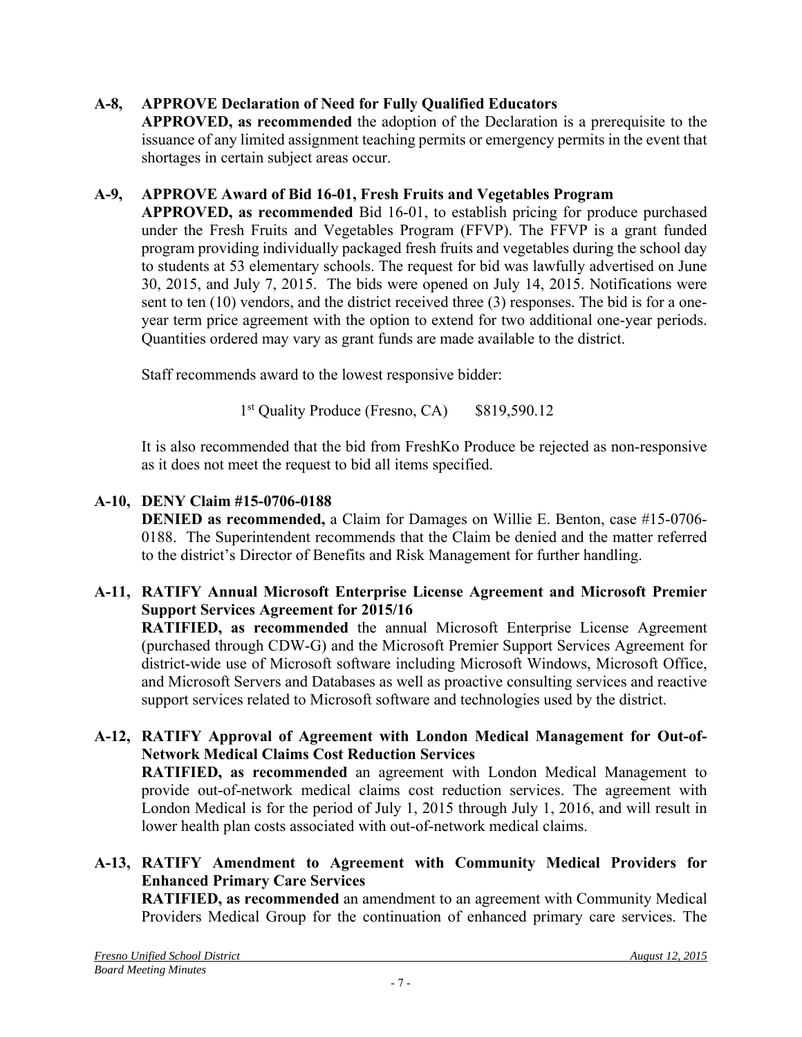**A-8, APPROVE Declaration of Need for Fully Qualified Educators**

**APPROVED, as recommended** the adoption of the Declaration is a prerequisite to the issuance of any limited assignment teaching permits or emergency permits in the event that shortages in certain subject areas occur.

**A-9, APPROVE Award of Bid 16-01, Fresh Fruits and Vegetables Program**

**APPROVED, as recommended** Bid 16-01, to establish pricing for produce purchased under the Fresh Fruits and Vegetables Program (FFVP). The FFVP is a grant funded program providing individually packaged fresh fruits and vegetables during the school day to students at 53 elementary schools. The request for bid was lawfully advertised on June 30, 2015, and July 7, 2015. The bids were opened on July 14, 2015. Notifications were sent to ten (10) vendors, and the district received three (3) responses. The bid is for a one-year term price agreement with the option to extend for two additional one-year periods. Quantities ordered may vary as grant funds are made available to the district.

Staff recommends award to the lowest responsive bidder:

1st Quality Produce (Fresno, CA) $819,590.12

It is also recommended that the bid from FreshKo Produce be rejected as non-responsive as it does not meet the request to bid all items specified.

**A-10, DENY Claim #15-0706-0188**

**DENIED as recommended,** a Claim for Damages on Willie E. Benton, case #15-0706-0188. The Superintendent recommends that the Claim be denied and the matter referred to the district's Director of Benefits and Risk Management for further handling.

**A-11, RATIFY Annual Microsoft Enterprise License Agreement and Microsoft Premier Support Services Agreement for 2015/16**

**RATIFIED, as recommended** the annual Microsoft Enterprise License Agreement (purchased through CDW-G) and the Microsoft Premier Support Services Agreement for district-wide use of Microsoft software including Microsoft Windows, Microsoft Office, and Microsoft Servers and Databases as well as proactive consulting services and reactive support services related to Microsoft software and technologies used by the district.

**A-12, RATIFY Approval of Agreement with London Medical Management for Out-of-Network Medical Claims Cost Reduction Services**

**RATIFIED, as recommended** an agreement with London Medical Management to provide out-of-network medical claims cost reduction services. The agreement with London Medical is for the period of July 1, 2015 through July 1, 2016, and will result in lower health plan costs associated with out-of-network medical claims.

**A-13, RATIFY Amendment to Agreement with Community Medical Providers for Enhanced Primary Care Services**

**RATIFIED, as recommended** an amendment to an agreement with Community Medical Providers Medical Group for the continuation of enhanced primary care services. The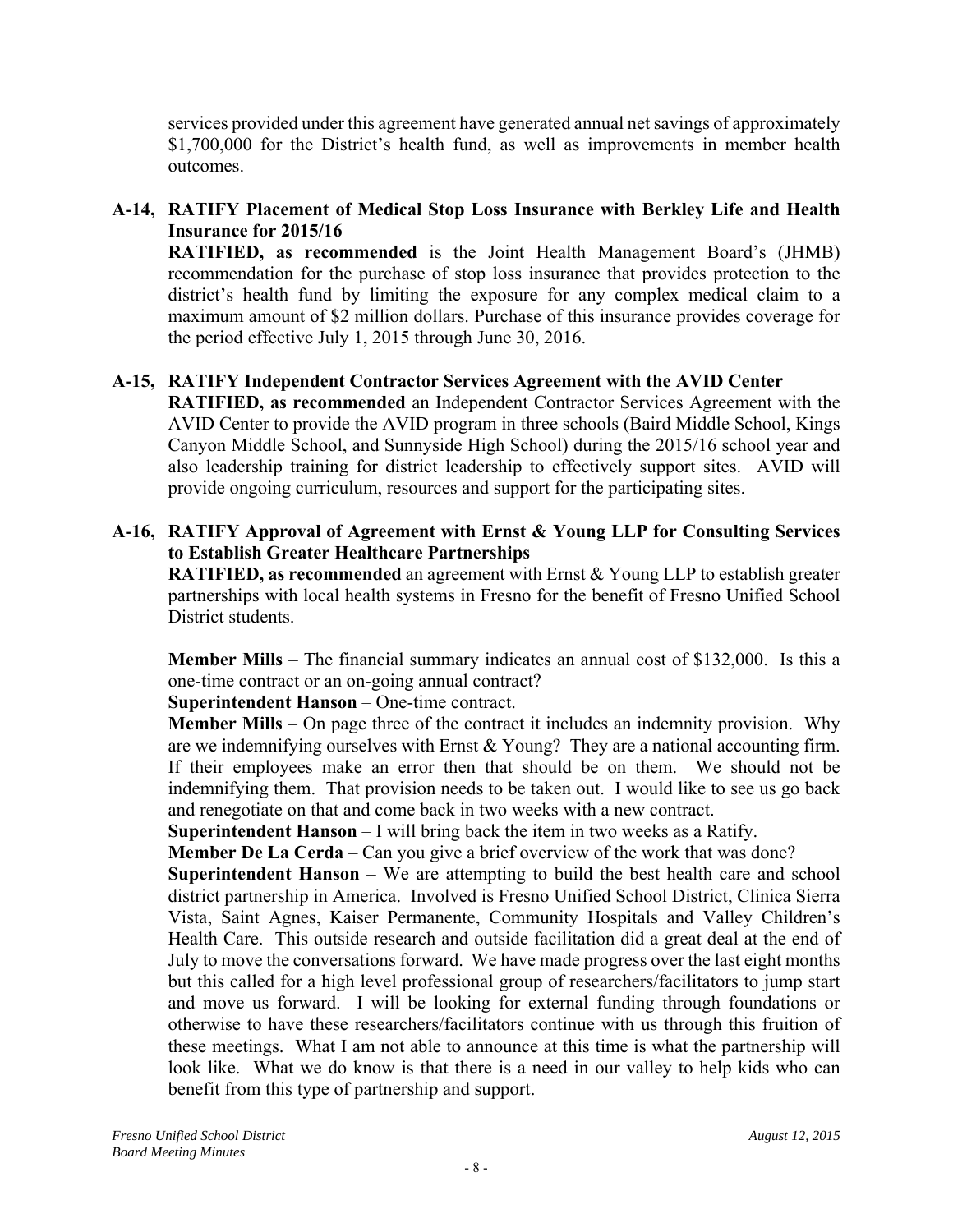services provided under this agreement have generated annual net savings of approximately $1,700,000 for the District's health fund, as well as improvements in member health outcomes.

**A-14, RATIFY Placement of Medical Stop Loss Insurance with Berkley Life and Health Insurance for 2015/16**

**RATIFIED, as recommended** is the Joint Health Management Board's (JHMB) recommendation for the purchase of stop loss insurance that provides protection to the district's health fund by limiting the exposure for any complex medical claim to a maximum amount of $2 million dollars. Purchase of this insurance provides coverage for the period effective July 1, 2015 through June 30, 2016.

**A-15, RATIFY Independent Contractor Services Agreement with the AVID Center**

**RATIFIED, as recommended** an Independent Contractor Services Agreement with the AVID Center to provide the AVID program in three schools (Baird Middle School, Kings Canyon Middle School, and Sunnyside High School) during the 2015/16 school year and also leadership training for district leadership to effectively support sites. AVID will provide ongoing curriculum, resources and support for the participating sites.

**A-16, RATIFY Approval of Agreement with Ernst & Young LLP for Consulting Services to Establish Greater Healthcare Partnerships**

**RATIFIED, as recommended** an agreement with Ernst & Young LLP to establish greater partnerships with local health systems in Fresno for the benefit of Fresno Unified School District students.

**Member Mills** – The financial summary indicates an annual cost of $132,000. Is this a one-time contract or an on-going annual contract?

**Superintendent Hanson** – One-time contract.

**Member Mills** – On page three of the contract it includes an indemnity provision. Why are we indemnifying ourselves with Ernst & Young? They are a national accounting firm. If their employees make an error then that should be on them. We should not be indemnifying them. That provision needs to be taken out. I would like to see us go back and renegotiate on that and come back in two weeks with a new contract.

**Superintendent Hanson** – I will bring back the item in two weeks as a Ratify.

**Member De La Cerda** – Can you give a brief overview of the work that was done?

**Superintendent Hanson** – We are attempting to build the best health care and school district partnership in America. Involved is Fresno Unified School District, Clinica Sierra Vista, Saint Agnes, Kaiser Permanente, Community Hospitals and Valley Children's Health Care. This outside research and outside facilitation did a great deal at the end of July to move the conversations forward. We have made progress over the last eight months but this called for a high level professional group of researchers/facilitators to jump start and move us forward. I will be looking for external funding through foundations or otherwise to have these researchers/facilitators continue with us through this fruition of these meetings. What I am not able to announce at this time is what the partnership will look like. What we do know is that there is a need in our valley to help kids who can benefit from this type of partnership and support.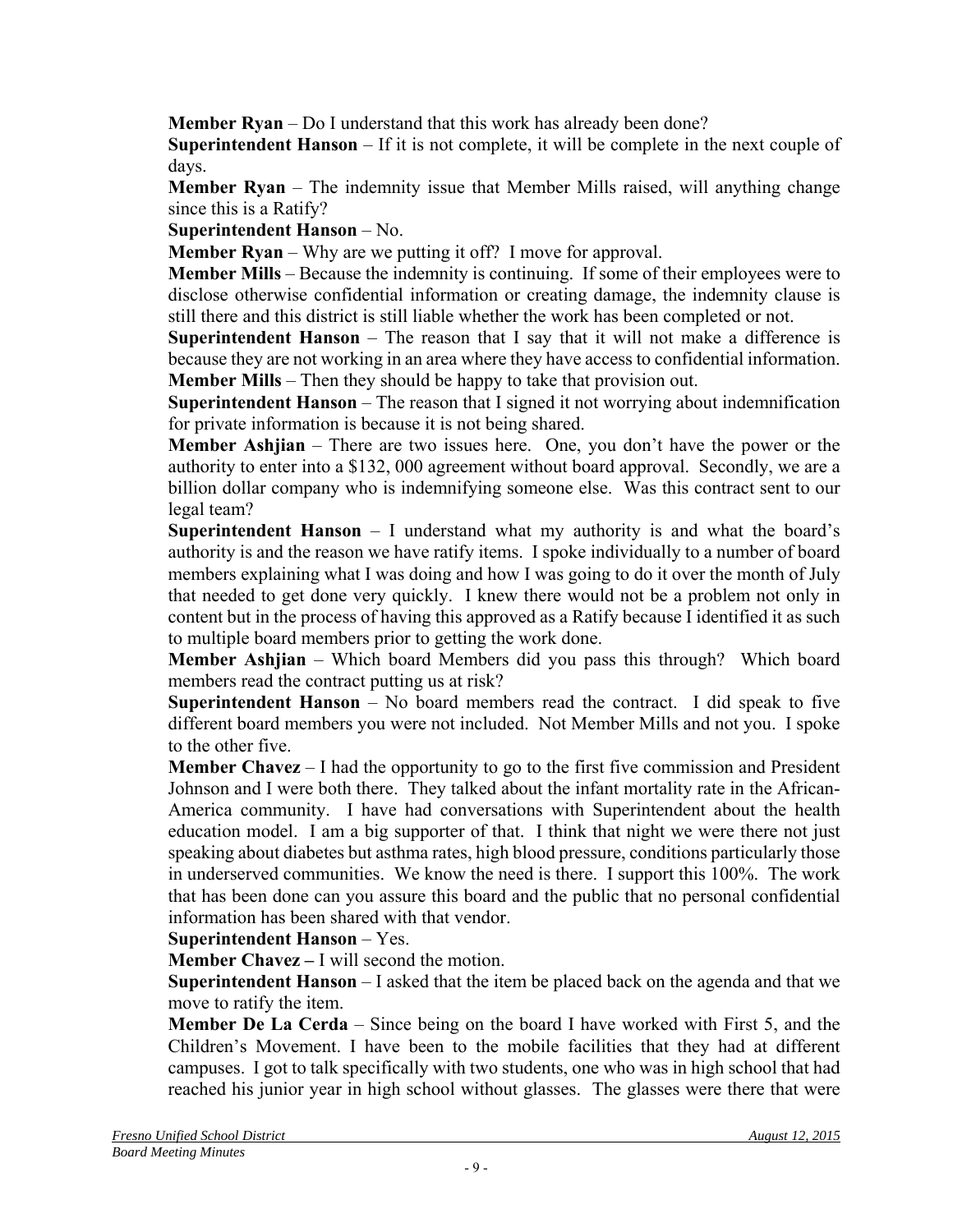**Member Ryan** – Do I understand that this work has already been done?

**Superintendent Hanson** – If it is not complete, it will be complete in the next couple of days.

**Member Ryan** – The indemnity issue that Member Mills raised, will anything change since this is a Ratify?

**Superintendent Hanson** – No.

**Member Ryan** – Why are we putting it off? I move for approval.

**Member Mills** – Because the indemnity is continuing. If some of their employees were to disclose otherwise confidential information or creating damage, the indemnity clause is still there and this district is still liable whether the work has been completed or not.

**Superintendent Hanson** – The reason that I say that it will not make a difference is because they are not working in an area where they have access to confidential information.

**Member Mills** – Then they should be happy to take that provision out.

**Superintendent Hanson** – The reason that I signed it not worrying about indemnification for private information is because it is not being shared.

**Member Ashjian** – There are two issues here. One, you don't have the power or the authority to enter into a $132, 000 agreement without board approval. Secondly, we are a billion dollar company who is indemnifying someone else. Was this contract sent to our legal team?

**Superintendent Hanson** – I understand what my authority is and what the board's authority is and the reason we have ratify items. I spoke individually to a number of board members explaining what I was doing and how I was going to do it over the month of July that needed to get done very quickly. I knew there would not be a problem not only in content but in the process of having this approved as a Ratify because I identified it as such to multiple board members prior to getting the work done.

**Member Ashjian** – Which board Members did you pass this through? Which board members read the contract putting us at risk?

**Superintendent Hanson** – No board members read the contract. I did speak to five different board members you were not included. Not Member Mills and not you. I spoke to the other five.

**Member Chavez** – I had the opportunity to go to the first five commission and President Johnson and I were both there. They talked about the infant mortality rate in the African-America community. I have had conversations with Superintendent about the health education model. I am a big supporter of that. I think that night we were there not just speaking about diabetes but asthma rates, high blood pressure, conditions particularly those in underserved communities. We know the need is there. I support this 100%. The work that has been done can you assure this board and the public that no personal confidential information has been shared with that vendor.

**Superintendent Hanson** – Yes.

**Member Chavez –** I will second the motion.

**Superintendent Hanson** – I asked that the item be placed back on the agenda and that we move to ratify the item.

**Member De La Cerda** – Since being on the board I have worked with First 5, and the Children's Movement. I have been to the mobile facilities that they had at different campuses. I got to talk specifically with two students, one who was in high school that had reached his junior year in high school without glasses. The glasses were there that were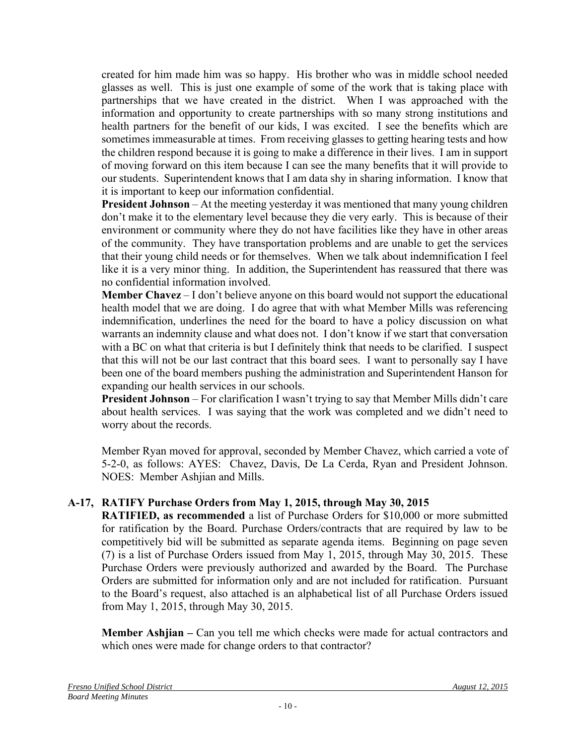created for him made him was so happy. His brother who was in middle school needed glasses as well. This is just one example of some of the work that is taking place with partnerships that we have created in the district. When I was approached with the information and opportunity to create partnerships with so many strong institutions and health partners for the benefit of our kids, I was excited. I see the benefits which are sometimes immeasurable at times. From receiving glasses to getting hearing tests and how the children respond because it is going to make a difference in their lives. I am in support of moving forward on this item because I can see the many benefits that it will provide to our students. Superintendent knows that I am data shy in sharing information. I know that it is important to keep our information confidential.

**President Johnson** – At the meeting yesterday it was mentioned that many young children don't make it to the elementary level because they die very early. This is because of their environment or community where they do not have facilities like they have in other areas of the community. They have transportation problems and are unable to get the services that their young child needs or for themselves. When we talk about indemnification I feel like it is a very minor thing. In addition, the Superintendent has reassured that there was no confidential information involved.

**Member Chavez** – I don't believe anyone on this board would not support the educational health model that we are doing. I do agree that with what Member Mills was referencing indemnification, underlines the need for the board to have a policy discussion on what warrants an indemnity clause and what does not. I don't know if we start that conversation with a BC on what that criteria is but I definitely think that needs to be clarified. I suspect that this will not be our last contract that this board sees. I want to personally say I have been one of the board members pushing the administration and Superintendent Hanson for expanding our health services in our schools.

**President Johnson** – For clarification I wasn't trying to say that Member Mills didn't care about health services. I was saying that the work was completed and we didn't need to worry about the records.

Member Ryan moved for approval, seconded by Member Chavez, which carried a vote of 5-2-0, as follows: AYES: Chavez, Davis, De La Cerda, Ryan and President Johnson. NOES: Member Ashjian and Mills.

## A-17, RATIFY Purchase Orders from May 1, 2015, through May 30, 2015

**RATIFIED, as recommended** a list of Purchase Orders for $10,000 or more submitted for ratification by the Board. Purchase Orders/contracts that are required by law to be competitively bid will be submitted as separate agenda items. Beginning on page seven (7) is a list of Purchase Orders issued from May 1, 2015, through May 30, 2015. These Purchase Orders were previously authorized and awarded by the Board. The Purchase Orders are submitted for information only and are not included for ratification. Pursuant to the Board's request, also attached is an alphabetical list of all Purchase Orders issued from May 1, 2015, through May 30, 2015.

**Member Ashjian –** Can you tell me which checks were made for actual contractors and which ones were made for change orders to that contractor?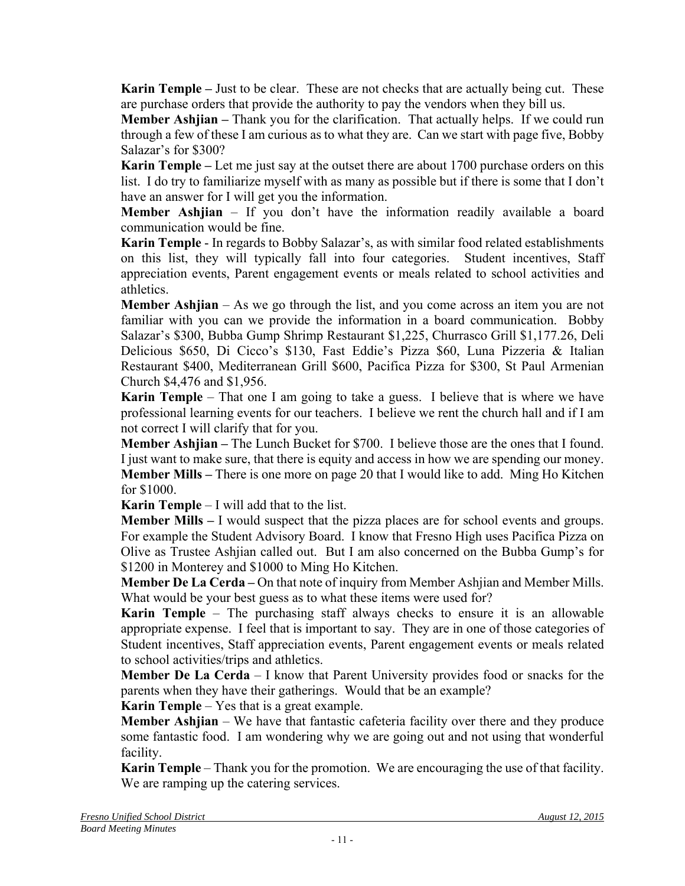**Karin Temple –** Just to be clear. These are not checks that are actually being cut. These are purchase orders that provide the authority to pay the vendors when they bill us.

**Member Ashjian –** Thank you for the clarification. That actually helps. If we could run through a few of these I am curious as to what they are. Can we start with page five, Bobby Salazar's for $300?

**Karin Temple –** Let me just say at the outset there are about 1700 purchase orders on this list. I do try to familiarize myself with as many as possible but if there is some that I don't have an answer for I will get you the information.

**Member Ashjian** – If you don't have the information readily available a board communication would be fine.

**Karin Temple** - In regards to Bobby Salazar's, as with similar food related establishments on this list, they will typically fall into four categories. Student incentives, Staff appreciation events, Parent engagement events or meals related to school activities and athletics.

**Member Ashjian** – As we go through the list, and you come across an item you are not familiar with you can we provide the information in a board communication. Bobby Salazar's $300, Bubba Gump Shrimp Restaurant $1,225, Churrasco Grill $1,177.26, Deli Delicious $650, Di Cicco's $130, Fast Eddie's Pizza $60, Luna Pizzeria & Italian Restaurant $400, Mediterranean Grill $600, Pacifica Pizza for $300, St Paul Armenian Church $4,476 and $1,956.

**Karin Temple** – That one I am going to take a guess. I believe that is where we have professional learning events for our teachers. I believe we rent the church hall and if I am not correct I will clarify that for you.

**Member Ashjian –** The Lunch Bucket for $700. I believe those are the ones that I found. I just want to make sure, that there is equity and access in how we are spending our money.

**Member Mills –** There is one more on page 20 that I would like to add. Ming Ho Kitchen for $1000.

**Karin Temple** – I will add that to the list.

**Member Mills –** I would suspect that the pizza places are for school events and groups. For example the Student Advisory Board. I know that Fresno High uses Pacifica Pizza on Olive as Trustee Ashjian called out. But I am also concerned on the Bubba Gump's for $1200 in Monterey and $1000 to Ming Ho Kitchen.

**Member De La Cerda –** On that note of inquiry from Member Ashjian and Member Mills. What would be your best guess as to what these items were used for?

**Karin Temple** – The purchasing staff always checks to ensure it is an allowable appropriate expense. I feel that is important to say. They are in one of those categories of Student incentives, Staff appreciation events, Parent engagement events or meals related to school activities/trips and athletics.

**Member De La Cerda** – I know that Parent University provides food or snacks for the parents when they have their gatherings. Would that be an example?

**Karin Temple** – Yes that is a great example.

**Member Ashjian** – We have that fantastic cafeteria facility over there and they produce some fantastic food. I am wondering why we are going out and not using that wonderful facility.

**Karin Temple** – Thank you for the promotion. We are encouraging the use of that facility. We are ramping up the catering services.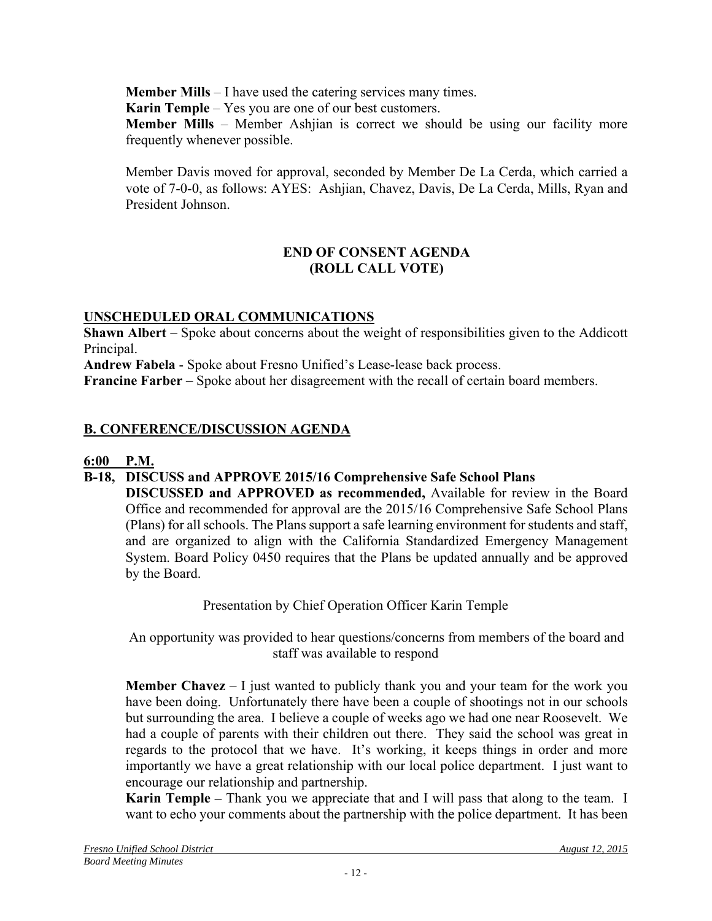**Member Mills** – I have used the catering services many times.
**Karin Temple** – Yes you are one of our best customers.
**Member Mills** – Member Ashjian is correct we should be using our facility more frequently whenever possible.

Member Davis moved for approval, seconded by Member De La Cerda, which carried a vote of 7-0-0, as follows: AYES: Ashjian, Chavez, Davis, De La Cerda, Mills, Ryan and President Johnson.

**END OF CONSENT AGENDA**
**(ROLL CALL VOTE)**

## UNSCHEDULED ORAL COMMUNICATIONS

**Shawn Albert** – Spoke about concerns about the weight of responsibilities given to the Addicott Principal.
**Andrew Fabela** - Spoke about Fresno Unified's Lease-lease back process.
**Francine Farber** – Spoke about her disagreement with the recall of certain board members.

## B. CONFERENCE/DISCUSSION AGENDA

**6:00 P.M.**

**B-18, DISCUSS and APPROVE 2015/16 Comprehensive Safe School Plans**

**DISCUSSED and APPROVED as recommended,** Available for review in the Board Office and recommended for approval are the 2015/16 Comprehensive Safe School Plans (Plans) for all schools. The Plans support a safe learning environment for students and staff, and are organized to align with the California Standardized Emergency Management System. Board Policy 0450 requires that the Plans be updated annually and be approved by the Board.

Presentation by Chief Operation Officer Karin Temple

An opportunity was provided to hear questions/concerns from members of the board and staff was available to respond

**Member Chavez** – I just wanted to publicly thank you and your team for the work you have been doing. Unfortunately there have been a couple of shootings not in our schools but surrounding the area. I believe a couple of weeks ago we had one near Roosevelt. We had a couple of parents with their children out there. They said the school was great in regards to the protocol that we have. It's working, it keeps things in order and more importantly we have a great relationship with our local police department. I just want to encourage our relationship and partnership.
**Karin Temple –** Thank you we appreciate that and I will pass that along to the team. I want to echo your comments about the partnership with the police department. It has been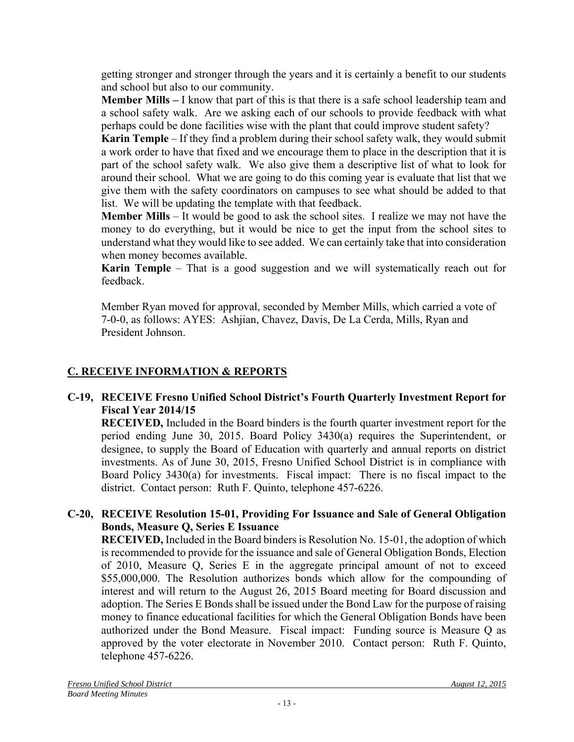getting stronger and stronger through the years and it is certainly a benefit to our students and school but also to our community.

**Member Mills –** I know that part of this is that there is a safe school leadership team and a school safety walk. Are we asking each of our schools to provide feedback with what perhaps could be done facilities wise with the plant that could improve student safety?

**Karin Temple** – If they find a problem during their school safety walk, they would submit a work order to have that fixed and we encourage them to place in the description that it is part of the school safety walk. We also give them a descriptive list of what to look for around their school. What we are going to do this coming year is evaluate that list that we give them with the safety coordinators on campuses to see what should be added to that list. We will be updating the template with that feedback.

**Member Mills** – It would be good to ask the school sites. I realize we may not have the money to do everything, but it would be nice to get the input from the school sites to understand what they would like to see added. We can certainly take that into consideration when money becomes available.

**Karin Temple** – That is a good suggestion and we will systematically reach out for feedback.

Member Ryan moved for approval, seconded by Member Mills, which carried a vote of 7-0-0, as follows: AYES: Ashjian, Chavez, Davis, De La Cerda, Mills, Ryan and President Johnson.

## C. RECEIVE INFORMATION & REPORTS

### C-19, RECEIVE Fresno Unified School District's Fourth Quarterly Investment Report for Fiscal Year 2014/15

**RECEIVED,** Included in the Board binders is the fourth quarter investment report for the period ending June 30, 2015. Board Policy 3430(a) requires the Superintendent, or designee, to supply the Board of Education with quarterly and annual reports on district investments. As of June 30, 2015, Fresno Unified School District is in compliance with Board Policy 3430(a) for investments. Fiscal impact: There is no fiscal impact to the district. Contact person: Ruth F. Quinto, telephone 457-6226.

### C-20, RECEIVE Resolution 15-01, Providing For Issuance and Sale of General Obligation Bonds, Measure Q, Series E Issuance

**RECEIVED,** Included in the Board binders is Resolution No. 15-01, the adoption of which is recommended to provide for the issuance and sale of General Obligation Bonds, Election of 2010, Measure Q, Series E in the aggregate principal amount of not to exceed \$55,000,000. The Resolution authorizes bonds which allow for the compounding of interest and will return to the August 26, 2015 Board meeting for Board discussion and adoption. The Series E Bonds shall be issued under the Bond Law for the purpose of raising money to finance educational facilities for which the General Obligation Bonds have been authorized under the Bond Measure. Fiscal impact: Funding source is Measure Q as approved by the voter electorate in November 2010. Contact person: Ruth F. Quinto, telephone 457-6226.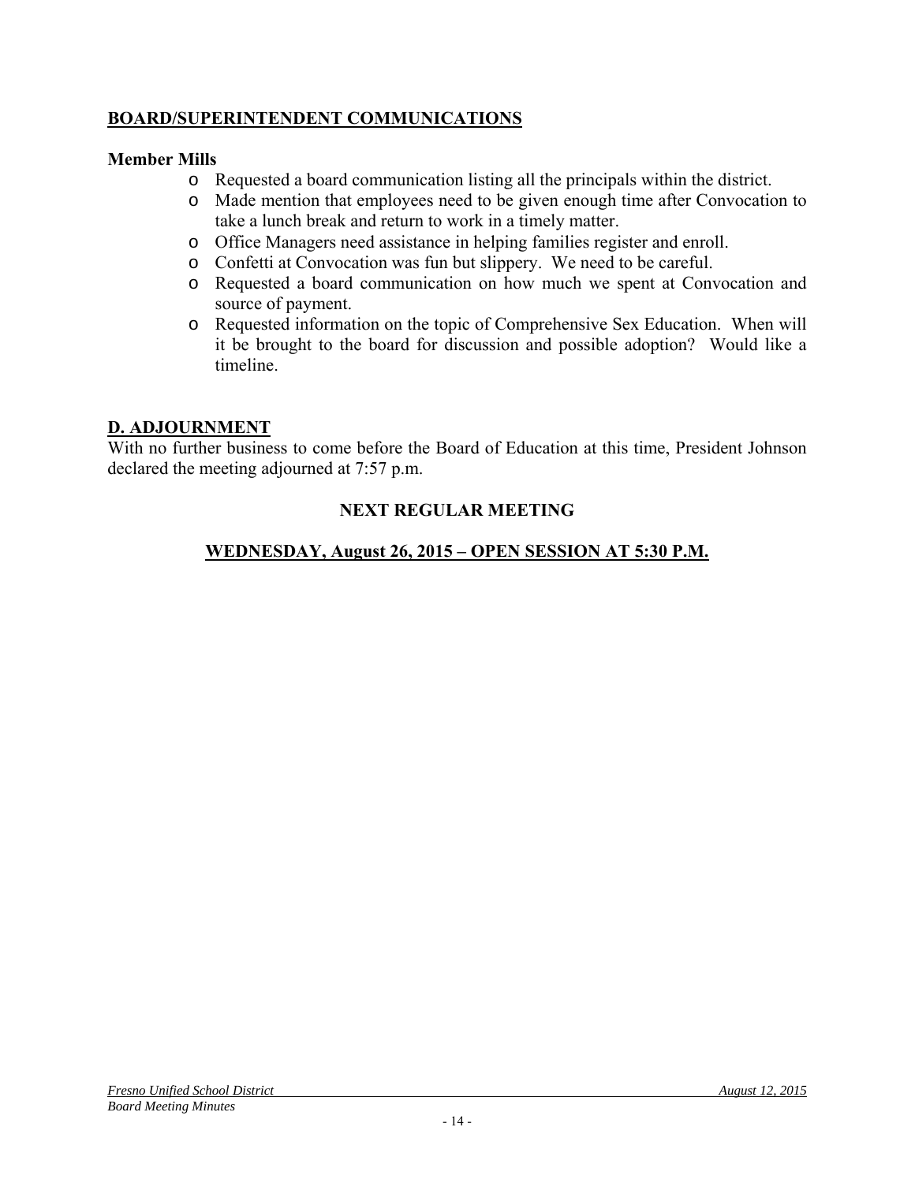## BOARD/SUPERINTENDENT COMMUNICATIONS

**Member Mills**

- Requested a board communication listing all the principals within the district.
- Made mention that employees need to be given enough time after Convocation to take a lunch break and return to work in a timely matter.
- Office Managers need assistance in helping families register and enroll.
- Confetti at Convocation was fun but slippery. We need to be careful.
- Requested a board communication on how much we spent at Convocation and source of payment.
- Requested information on the topic of Comprehensive Sex Education. When will it be brought to the board for discussion and possible adoption? Would like a timeline.

## D. ADJOURNMENT

With no further business to come before the Board of Education at this time, President Johnson declared the meeting adjourned at 7:57 p.m.

**NEXT REGULAR MEETING**

**WEDNESDAY, August 26, 2015 – OPEN SESSION AT 5:30 P.M.**